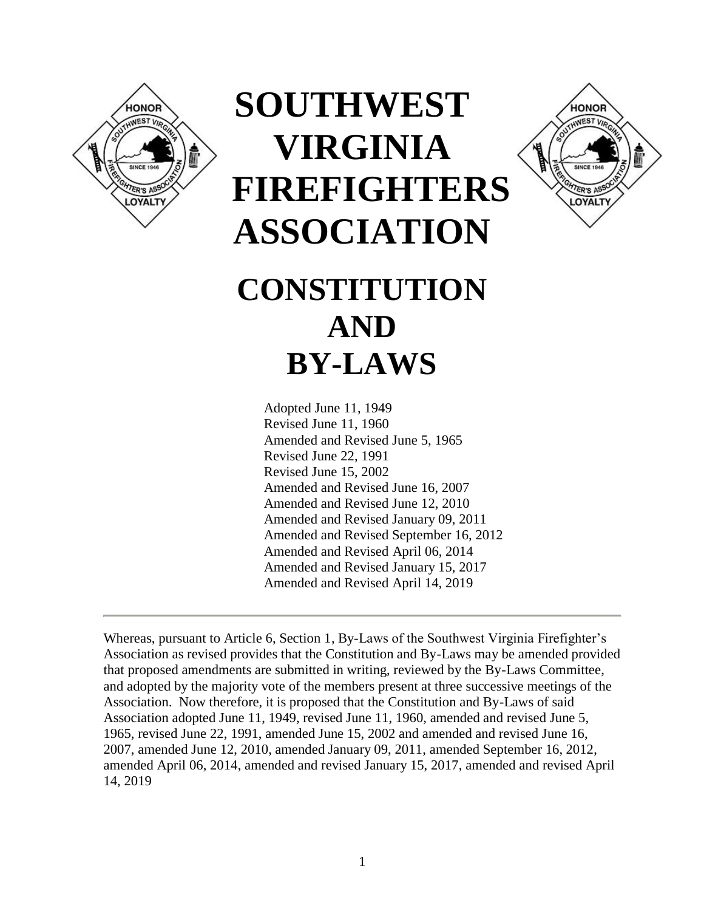# SOUTHWEST VIRGINIA FIREFIGHTERS ASSOCIATION

# CONSTITUTION AND BY-LAWS

Adopted June 11, 1949
Revised June 11, 1960
Amended and Revised June 5, 1965
Revised June 22, 1991
Revised June 15, 2002
Amended and Revised June 16, 2007
Amended and Revised June 12, 2010
Amended and Revised January 09, 2011
Amended and Revised September 16, 2012
Amended and Revised April 06, 2014
Amended and Revised January 15, 2017
Amended and Revised April 14, 2019

---

Whereas, pursuant to Article 6, Section 1, By-Laws of the Southwest Virginia Firefighter's Association as revised provides that the Constitution and By-Laws may be amended provided that proposed amendments are submitted in writing, reviewed by the By-Laws Committee, and adopted by the majority vote of the members present at three successive meetings of the Association. Now therefore, it is proposed that the Constitution and By-Laws of said Association adopted June 11, 1949, revised June 11, 1960, amended and revised June 5, 1965, revised June 22, 1991, amended June 15, 2002 and amended and revised June 16, 2007, amended June 12, 2010, amended January 09, 2011, amended September 16, 2012, amended April 06, 2014, amended and revised January 15, 2017, amended and revised April 14, 2019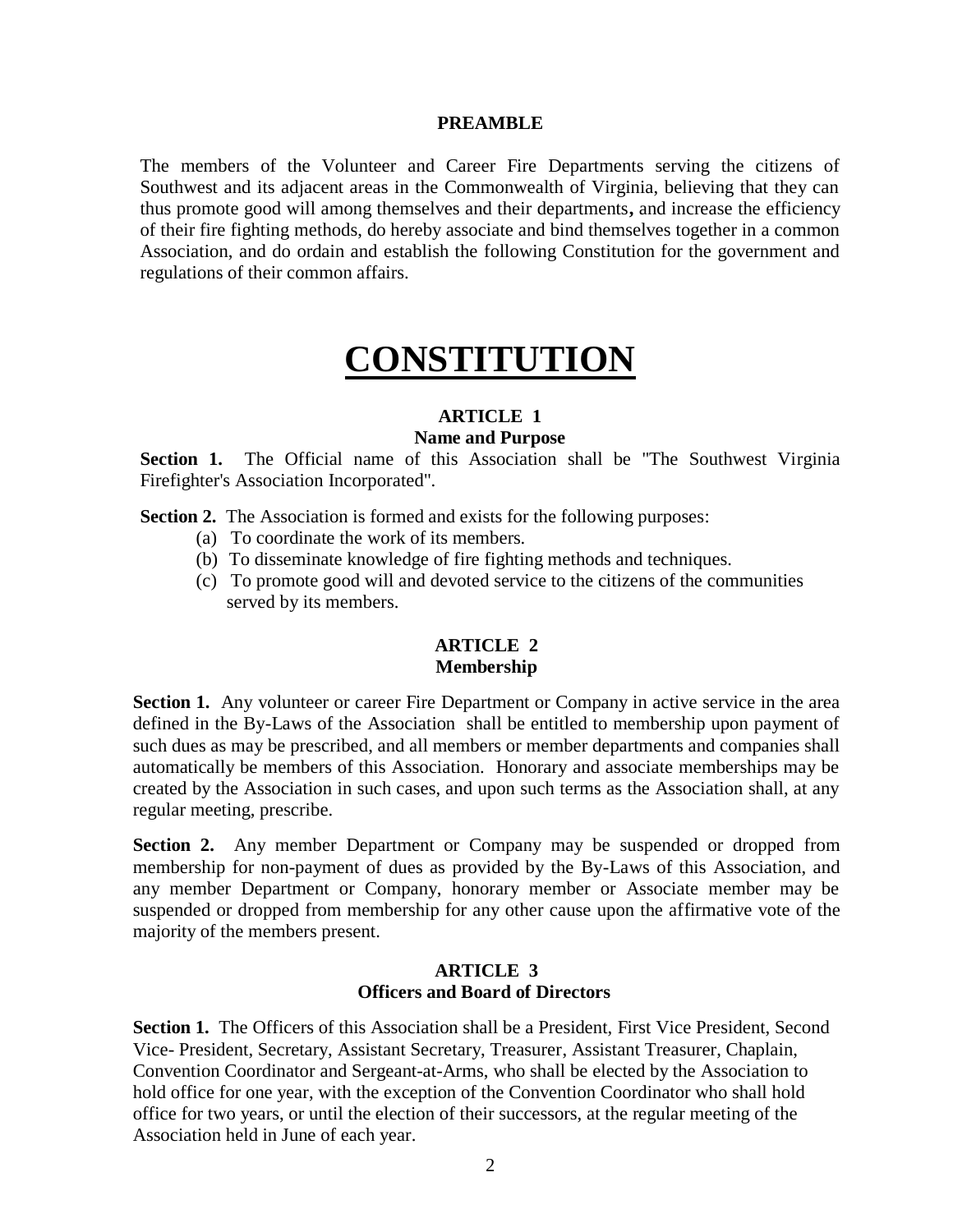**PREAMBLE**

The members of the Volunteer and Career Fire Departments serving the citizens of Southwest and its adjacent areas in the Commonwealth of Virginia, believing that they can thus promote good will among themselves and their departments**,** and increase the efficiency of their fire fighting methods, do hereby associate and bind themselves together in a common Association, and do ordain and establish the following Constitution for the government and regulations of their common affairs.

# CONSTITUTION

## ARTICLE 1
### Name and Purpose

**Section 1.** The Official name of this Association shall be "The Southwest Virginia Firefighter's Association Incorporated".

**Section 2.** The Association is formed and exists for the following purposes:

(a) To coordinate the work of its members.
(b) To disseminate knowledge of fire fighting methods and techniques.
(c) To promote good will and devoted service to the citizens of the communities served by its members.

## ARTICLE 2
### Membership

**Section 1.** Any volunteer or career Fire Department or Company in active service in the area defined in the By-Laws of the Association shall be entitled to membership upon payment of such dues as may be prescribed, and all members or member departments and companies shall automatically be members of this Association. Honorary and associate memberships may be created by the Association in such cases, and upon such terms as the Association shall, at any regular meeting, prescribe.

**Section 2.** Any member Department or Company may be suspended or dropped from membership for non-payment of dues as provided by the By-Laws of this Association, and any member Department or Company, honorary member or Associate member may be suspended or dropped from membership for any other cause upon the affirmative vote of the majority of the members present.

## ARTICLE 3
### Officers and Board of Directors

**Section 1.** The Officers of this Association shall be a President, First Vice President, Second Vice- President, Secretary, Assistant Secretary, Treasurer, Assistant Treasurer, Chaplain, Convention Coordinator and Sergeant-at-Arms, who shall be elected by the Association to hold office for one year, with the exception of the Convention Coordinator who shall hold office for two years, or until the election of their successors, at the regular meeting of the Association held in June of each year.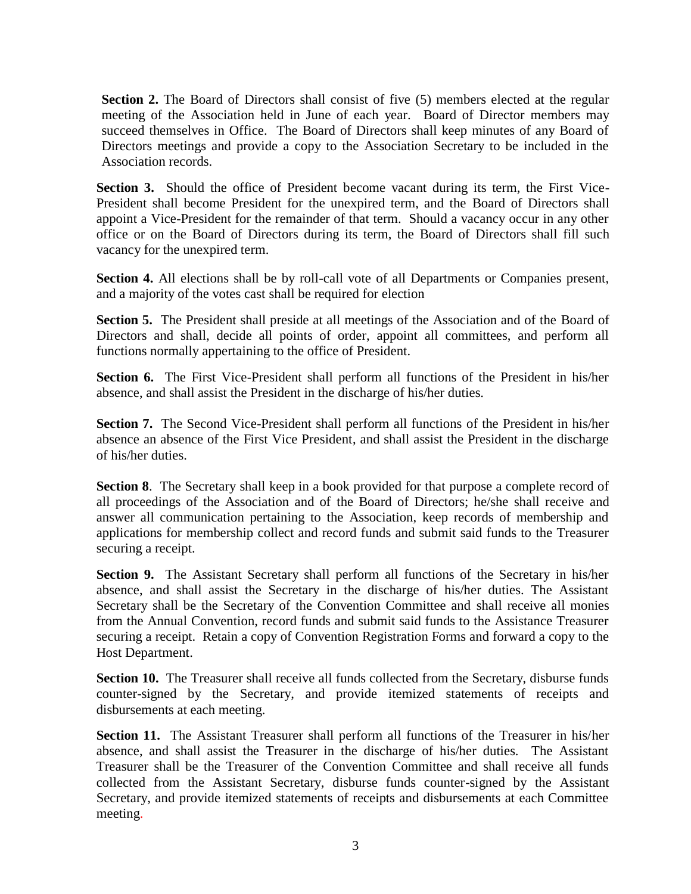**Section 2.** The Board of Directors shall consist of five (5) members elected at the regular meeting of the Association held in June of each year. Board of Director members may succeed themselves in Office. The Board of Directors shall keep minutes of any Board of Directors meetings and provide a copy to the Association Secretary to be included in the Association records.

**Section 3.** Should the office of President become vacant during its term, the First Vice-President shall become President for the unexpired term, and the Board of Directors shall appoint a Vice-President for the remainder of that term. Should a vacancy occur in any other office or on the Board of Directors during its term, the Board of Directors shall fill such vacancy for the unexpired term.

**Section 4.** All elections shall be by roll-call vote of all Departments or Companies present, and a majority of the votes cast shall be required for election

**Section 5.** The President shall preside at all meetings of the Association and of the Board of Directors and shall, decide all points of order, appoint all committees, and perform all functions normally appertaining to the office of President.

**Section 6.** The First Vice-President shall perform all functions of the President in his/her absence, and shall assist the President in the discharge of his/her duties.

**Section 7.** The Second Vice-President shall perform all functions of the President in his/her absence an absence of the First Vice President, and shall assist the President in the discharge of his/her duties.

**Section 8**. The Secretary shall keep in a book provided for that purpose a complete record of all proceedings of the Association and of the Board of Directors; he/she shall receive and answer all communication pertaining to the Association, keep records of membership and applications for membership collect and record funds and submit said funds to the Treasurer securing a receipt.

**Section 9.** The Assistant Secretary shall perform all functions of the Secretary in his/her absence, and shall assist the Secretary in the discharge of his/her duties. The Assistant Secretary shall be the Secretary of the Convention Committee and shall receive all monies from the Annual Convention, record funds and submit said funds to the Assistance Treasurer securing a receipt. Retain a copy of Convention Registration Forms and forward a copy to the Host Department.

**Section 10.** The Treasurer shall receive all funds collected from the Secretary, disburse funds counter-signed by the Secretary, and provide itemized statements of receipts and disbursements at each meeting.

**Section 11.** The Assistant Treasurer shall perform all functions of the Treasurer in his/her absence, and shall assist the Treasurer in the discharge of his/her duties. The Assistant Treasurer shall be the Treasurer of the Convention Committee and shall receive all funds collected from the Assistant Secretary, disburse funds counter-signed by the Assistant Secretary, and provide itemized statements of receipts and disbursements at each Committee meeting.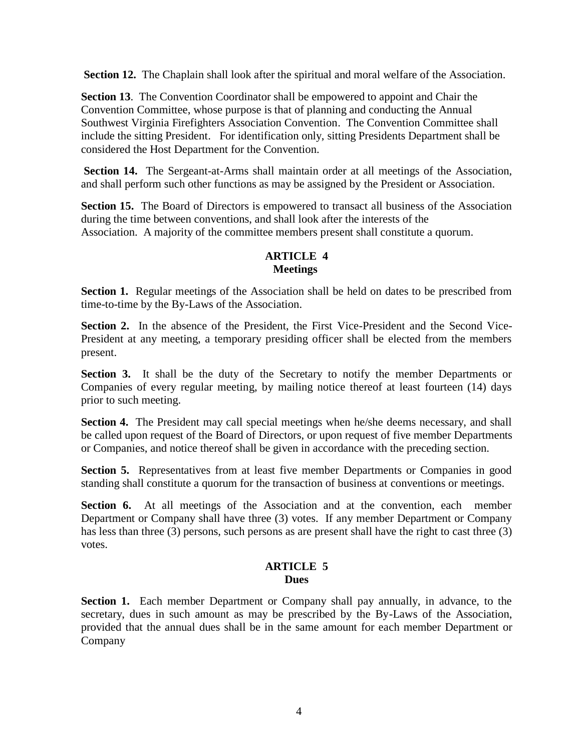**Section 12.** The Chaplain shall look after the spiritual and moral welfare of the Association.

**Section 13**. The Convention Coordinator shall be empowered to appoint and Chair the Convention Committee, whose purpose is that of planning and conducting the Annual Southwest Virginia Firefighters Association Convention. The Convention Committee shall include the sitting President. For identification only, sitting Presidents Department shall be considered the Host Department for the Convention.

**Section 14.** The Sergeant-at-Arms shall maintain order at all meetings of the Association, and shall perform such other functions as may be assigned by the President or Association.

**Section 15.** The Board of Directors is empowered to transact all business of the Association during the time between conventions, and shall look after the interests of the Association. A majority of the committee members present shall constitute a quorum.

## ARTICLE 4
## Meetings

**Section 1.** Regular meetings of the Association shall be held on dates to be prescribed from time-to-time by the By-Laws of the Association.

**Section 2.** In the absence of the President, the First Vice-President and the Second Vice-President at any meeting, a temporary presiding officer shall be elected from the members present.

**Section 3.** It shall be the duty of the Secretary to notify the member Departments or Companies of every regular meeting, by mailing notice thereof at least fourteen (14) days prior to such meeting.

**Section 4.** The President may call special meetings when he/she deems necessary, and shall be called upon request of the Board of Directors, or upon request of five member Departments or Companies, and notice thereof shall be given in accordance with the preceding section.

**Section 5.** Representatives from at least five member Departments or Companies in good standing shall constitute a quorum for the transaction of business at conventions or meetings.

**Section 6.** At all meetings of the Association and at the convention, each member Department or Company shall have three (3) votes. If any member Department or Company has less than three (3) persons, such persons as are present shall have the right to cast three (3) votes.

## ARTICLE 5
## Dues

**Section 1.** Each member Department or Company shall pay annually, in advance, to the secretary, dues in such amount as may be prescribed by the By-Laws of the Association, provided that the annual dues shall be in the same amount for each member Department or Company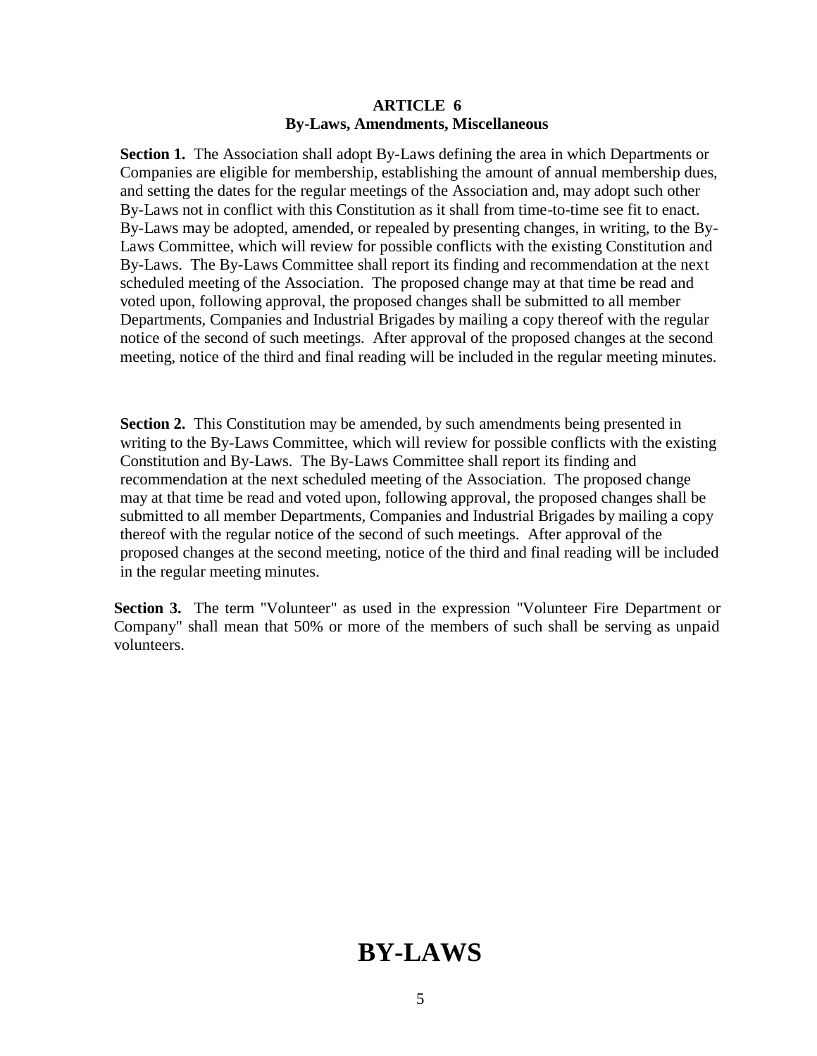## ARTICLE 6
### By-Laws, Amendments, Miscellaneous

**Section 1.** The Association shall adopt By-Laws defining the area in which Departments or Companies are eligible for membership, establishing the amount of annual membership dues, and setting the dates for the regular meetings of the Association and, may adopt such other By-Laws not in conflict with this Constitution as it shall from time-to-time see fit to enact. By-Laws may be adopted, amended, or repealed by presenting changes, in writing, to the By-Laws Committee, which will review for possible conflicts with the existing Constitution and By-Laws. The By-Laws Committee shall report its finding and recommendation at the next scheduled meeting of the Association. The proposed change may at that time be read and voted upon, following approval, the proposed changes shall be submitted to all member Departments, Companies and Industrial Brigades by mailing a copy thereof with the regular notice of the second of such meetings. After approval of the proposed changes at the second meeting, notice of the third and final reading will be included in the regular meeting minutes.

**Section 2.** This Constitution may be amended, by such amendments being presented in writing to the By-Laws Committee, which will review for possible conflicts with the existing Constitution and By-Laws. The By-Laws Committee shall report its finding and recommendation at the next scheduled meeting of the Association. The proposed change may at that time be read and voted upon, following approval, the proposed changes shall be submitted to all member Departments, Companies and Industrial Brigades by mailing a copy thereof with the regular notice of the second of such meetings. After approval of the proposed changes at the second meeting, notice of the third and final reading will be included in the regular meeting minutes.

**Section 3.** The term "Volunteer" as used in the expression "Volunteer Fire Department or Company" shall mean that 50% or more of the members of such shall be serving as unpaid volunteers.

# BY-LAWS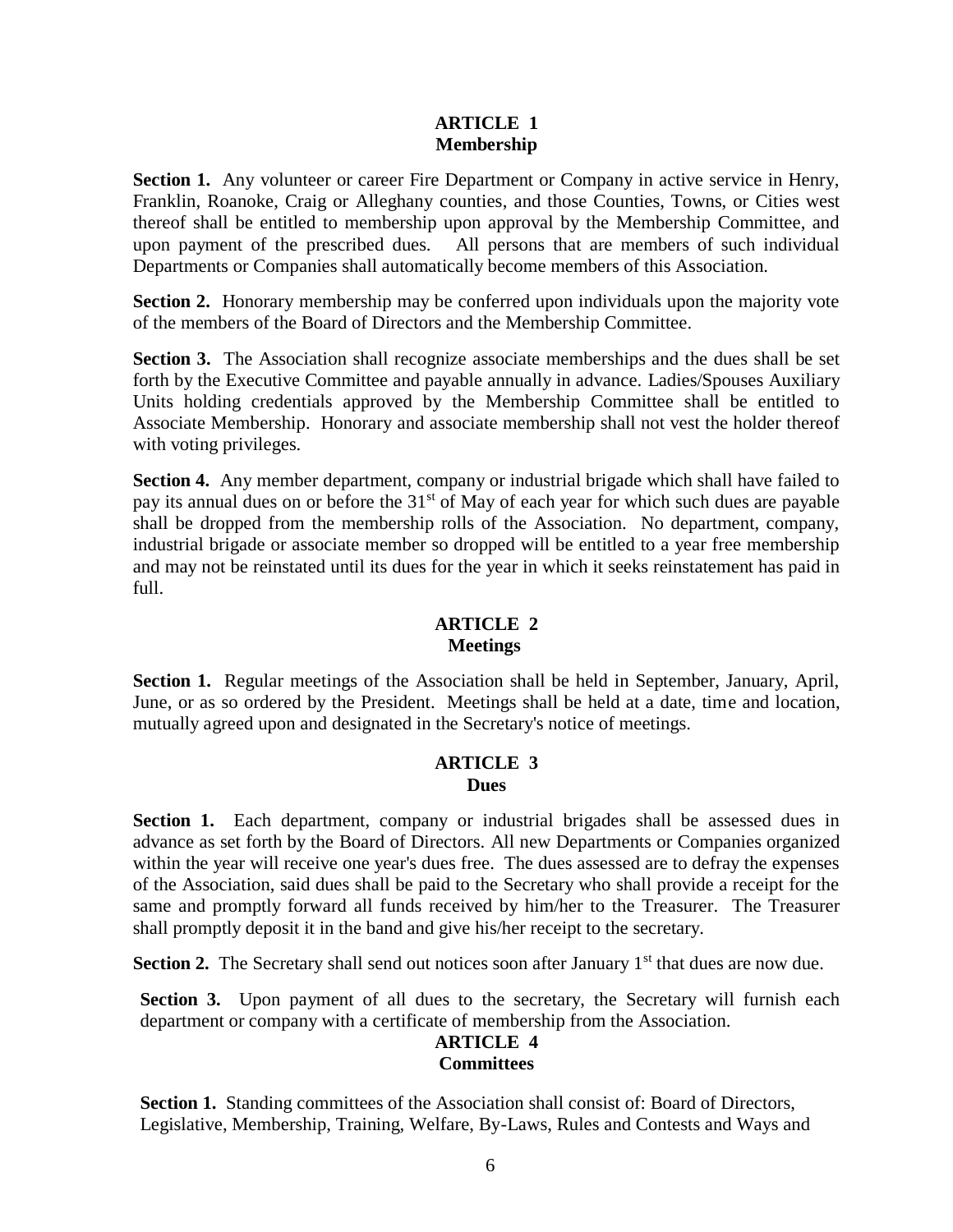## ARTICLE 1
### Membership

**Section 1.** Any volunteer or career Fire Department or Company in active service in Henry, Franklin, Roanoke, Craig or Alleghany counties, and those Counties, Towns, or Cities west thereof shall be entitled to membership upon approval by the Membership Committee, and upon payment of the prescribed dues. All persons that are members of such individual Departments or Companies shall automatically become members of this Association.

**Section 2.** Honorary membership may be conferred upon individuals upon the majority vote of the members of the Board of Directors and the Membership Committee.

**Section 3.** The Association shall recognize associate memberships and the dues shall be set forth by the Executive Committee and payable annually in advance. Ladies/Spouses Auxiliary Units holding credentials approved by the Membership Committee shall be entitled to Associate Membership. Honorary and associate membership shall not vest the holder thereof with voting privileges.

**Section 4.** Any member department, company or industrial brigade which shall have failed to pay its annual dues on or before the 31st of May of each year for which such dues are payable shall be dropped from the membership rolls of the Association. No department, company, industrial brigade or associate member so dropped will be entitled to a year free membership and may not be reinstated until its dues for the year in which it seeks reinstatement has paid in full.

## ARTICLE 2
### Meetings

**Section 1.** Regular meetings of the Association shall be held in September, January, April, June, or as so ordered by the President. Meetings shall be held at a date, time and location, mutually agreed upon and designated in the Secretary's notice of meetings.

## ARTICLE 3
### Dues

**Section 1.** Each department, company or industrial brigades shall be assessed dues in advance as set forth by the Board of Directors. All new Departments or Companies organized within the year will receive one year's dues free. The dues assessed are to defray the expenses of the Association, said dues shall be paid to the Secretary who shall provide a receipt for the same and promptly forward all funds received by him/her to the Treasurer. The Treasurer shall promptly deposit it in the band and give his/her receipt to the secretary.

**Section 2.** The Secretary shall send out notices soon after January 1st that dues are now due.

**Section 3.** Upon payment of all dues to the secretary, the Secretary will furnish each department or company with a certificate of membership from the Association.

## ARTICLE 4
### Committees

**Section 1.** Standing committees of the Association shall consist of: Board of Directors, Legislative, Membership, Training, Welfare, By-Laws, Rules and Contests and Ways and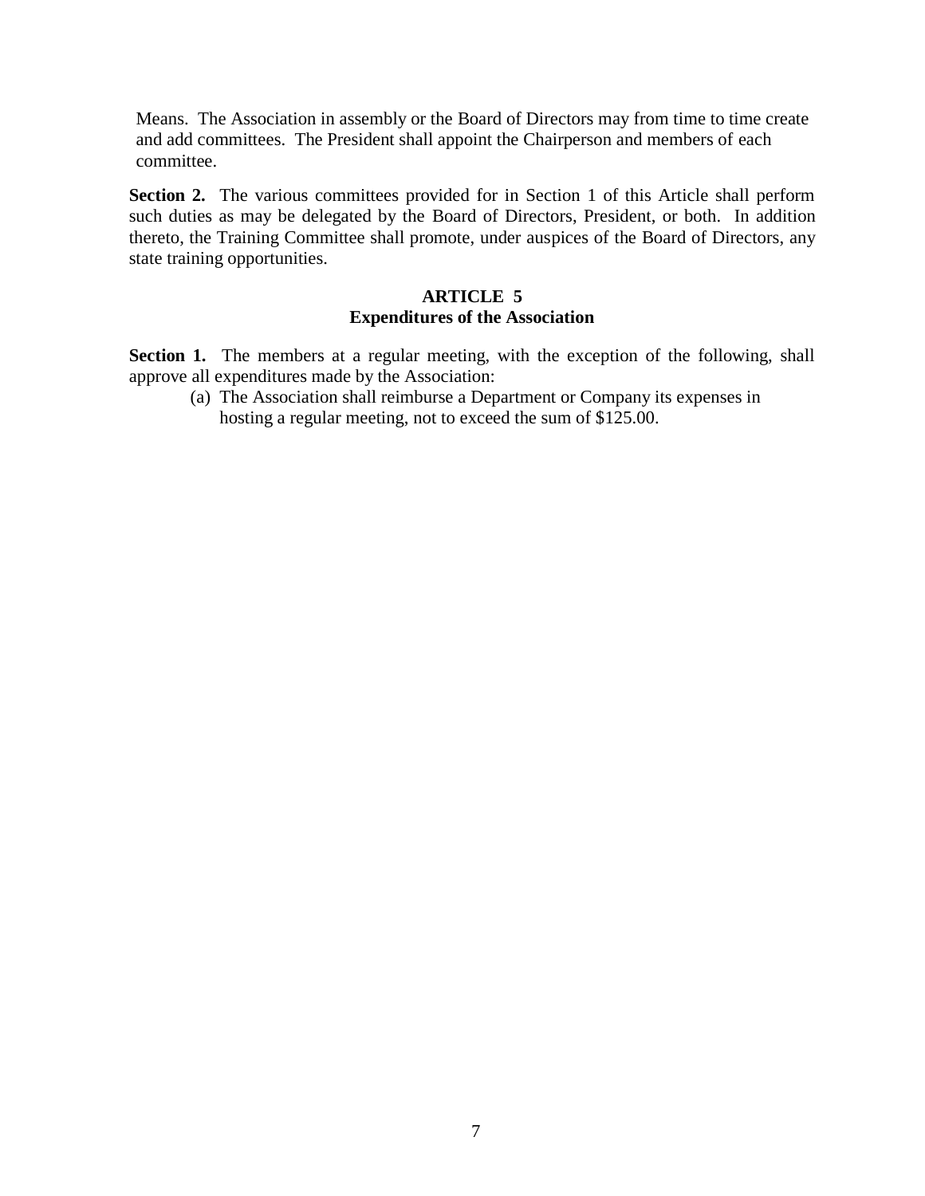Means. The Association in assembly or the Board of Directors may from time to time create and add committees. The President shall appoint the Chairperson and members of each committee.

**Section 2.** The various committees provided for in Section 1 of this Article shall perform such duties as may be delegated by the Board of Directors, President, or both. In addition thereto, the Training Committee shall promote, under auspices of the Board of Directors, any state training opportunities.

## ARTICLE 5
## Expenditures of the Association

**Section 1.** The members at a regular meeting, with the exception of the following, shall approve all expenditures made by the Association:

(a) The Association shall reimburse a Department or Company its expenses in hosting a regular meeting, not to exceed the sum of $125.00.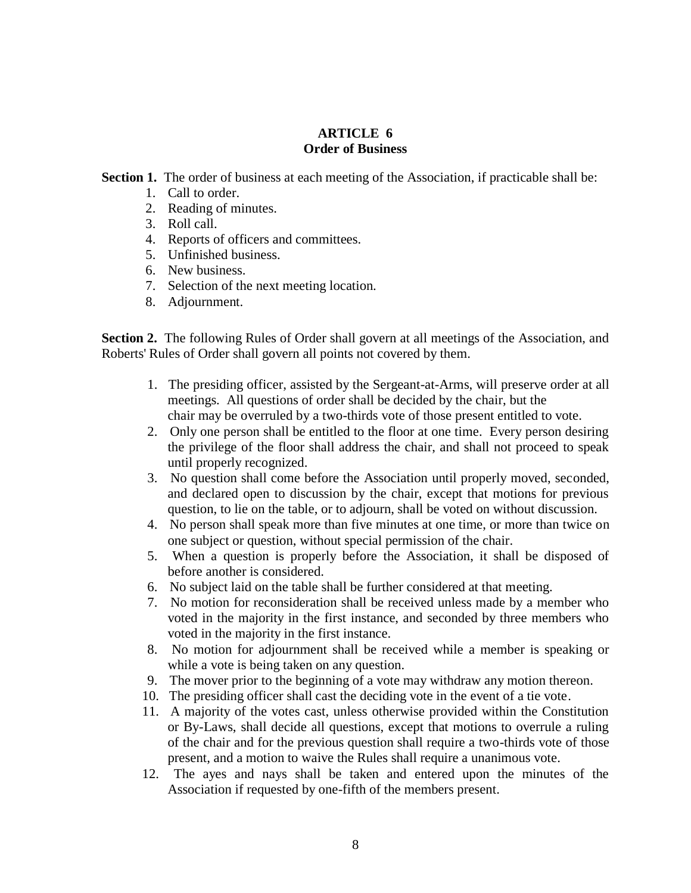## ARTICLE 6
## Order of Business

**Section 1.** The order of business at each meeting of the Association, if practicable shall be:

1. Call to order.
2. Reading of minutes.
3. Roll call.
4. Reports of officers and committees.
5. Unfinished business.
6. New business.
7. Selection of the next meeting location.
8. Adjournment.

**Section 2.** The following Rules of Order shall govern at all meetings of the Association, and Roberts' Rules of Order shall govern all points not covered by them.

1. The presiding officer, assisted by the Sergeant-at-Arms, will preserve order at all meetings. All questions of order shall be decided by the chair, but the chair may be overruled by a two-thirds vote of those present entitled to vote.
2. Only one person shall be entitled to the floor at one time. Every person desiring the privilege of the floor shall address the chair, and shall not proceed to speak until properly recognized.
3. No question shall come before the Association until properly moved, seconded, and declared open to discussion by the chair, except that motions for previous question, to lie on the table, or to adjourn, shall be voted on without discussion.
4. No person shall speak more than five minutes at one time, or more than twice on one subject or question, without special permission of the chair.
5. When a question is properly before the Association, it shall be disposed of before another is considered.
6. No subject laid on the table shall be further considered at that meeting.
7. No motion for reconsideration shall be received unless made by a member who voted in the majority in the first instance, and seconded by three members who voted in the majority in the first instance.
8. No motion for adjournment shall be received while a member is speaking or while a vote is being taken on any question.
9. The mover prior to the beginning of a vote may withdraw any motion thereon.
10. The presiding officer shall cast the deciding vote in the event of a tie vote.
11. A majority of the votes cast, unless otherwise provided within the Constitution or By-Laws, shall decide all questions, except that motions to overrule a ruling of the chair and for the previous question shall require a two-thirds vote of those present, and a motion to waive the Rules shall require a unanimous vote.
12. The ayes and nays shall be taken and entered upon the minutes of the Association if requested by one-fifth of the members present.